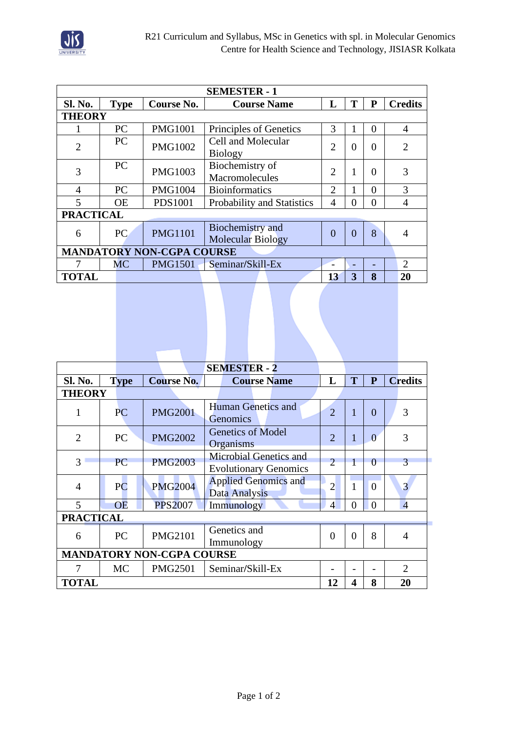| SEMESTER - 1 | | | | | | | |
|---|---|---|---|---|---|---|---|
| **Sl. No.** | **Type** | **Course No.** | **Course Name** | **L** | **T** | **P** | **Credits** |
| **THEORY** | | | | | | | |
| 1 | PC | PMG1001 | Principles of Genetics | 3 | 1 | 0 | 4 |
| 2 | PC | PMG1002 | Cell and Molecular Biology | 2 | 0 | 0 | 2 |
| 3 | PC | PMG1003 | Biochemistry of Macromolecules | 2 | 1 | 0 | 3 |
| 4 | PC | PMG1004 | Bioinformatics | 2 | 1 | 0 | 3 |
| 5 | OE | PDS1001 | Probability and Statistics | 4 | 0 | 0 | 4 |
| **PRACTICAL** | | | | | | | |
| 6 | PC | PMG1101 | Biochemistry and Molecular Biology | 0 | 0 | 8 | 4 |
| **MANDATORY NON-CGPA COURSE** | | | | | | | |
| 7 | MC | PMG1501 | Seminar/Skill-Ex | - | - | - | 2 |
| **TOTAL** | | | | **13** | **3** | **8** | **20** |

| SEMESTER - 2 | | | | | | | |
|---|---|---|---|---|---|---|---|
| **Sl. No.** | **Type** | **Course No.** | **Course Name** | **L** | **T** | **P** | **Credits** |
| **THEORY** | | | | | | | |
| 1 | PC | PMG2001 | Human Genetics and Genomics | 2 | 1 | 0 | 3 |
| 2 | PC | PMG2002 | Genetics of Model Organisms | 2 | 1 | 0 | 3 |
| 3 | PC | PMG2003 | Microbial Genetics and Evolutionary Genomics | 2 | 1 | 0 | 3 |
| 4 | PC | PMG2004 | Applied Genomics and Data Analysis | 2 | 1 | 0 | 3 |
| 5 | OE | PPS2007 | Immunology | 4 | 0 | 0 | 4 |
| **PRACTICAL** | | | | | | | |
| 6 | PC | PMG2101 | Genetics and Immunology | 0 | 0 | 8 | 4 |
| **MANDATORY NON-CGPA COURSE** | | | | | | | |
| 7 | MC | PMG2501 | Seminar/Skill-Ex | - | - | - | 2 |
| **TOTAL** | | | | **12** | **4** | **8** | **20** |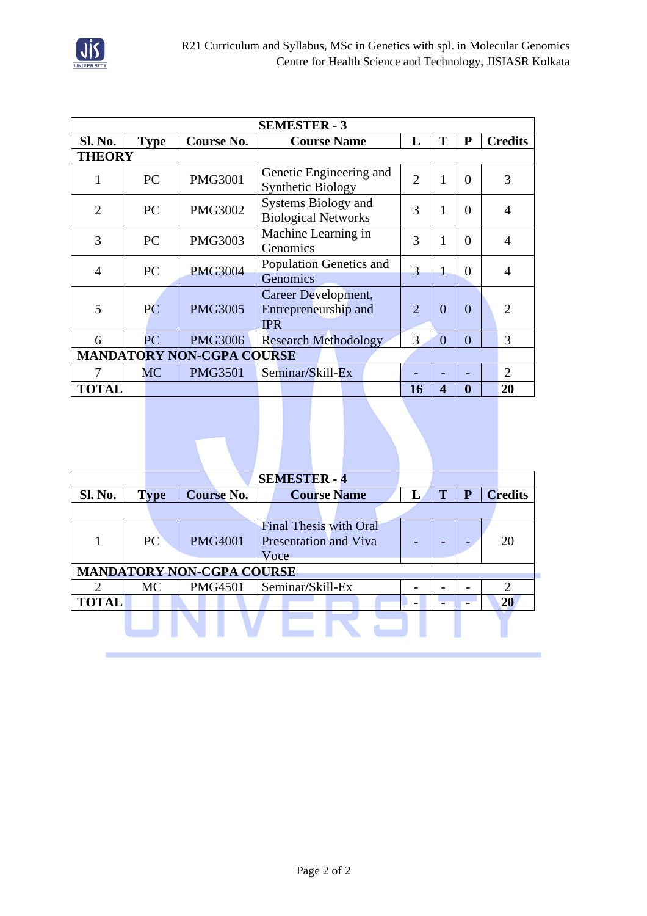| SEMESTER - 3 | | | | | | | |
|---|---|---|---|---|---|---|---|
| **Sl. No.** | **Type** | **Course No.** | **Course Name** | **L** | **T** | **P** | **Credits** |
| **THEORY** | | | | | | | |
| 1 | PC | PMG3001 | Genetic Engineering and Synthetic Biology | 2 | 1 | 0 | 3 |
| 2 | PC | PMG3002 | Systems Biology and Biological Networks | 3 | 1 | 0 | 4 |
| 3 | PC | PMG3003 | Machine Learning in Genomics | 3 | 1 | 0 | 4 |
| 4 | PC | PMG3004 | Population Genetics and Genomics | 3 | 1 | 0 | 4 |
| 5 | PC | PMG3005 | Career Development, Entrepreneurship and IPR | 2 | 0 | 0 | 2 |
| 6 | PC | PMG3006 | Research Methodology | 3 | 0 | 0 | 3 |
| **MANDATORY NON-CGPA COURSE** | | | | | | | |
| 7 | MC | PMG3501 | Seminar/Skill-Ex | - | - | - | 2 |
| **TOTAL** | | | | **16** | **4** | **0** | **20** |

| SEMESTER - 4 | | | | | | | |
|---|---|---|---|---|---|---|---|
| **Sl. No.** | **Type** | **Course No.** | **Course Name** | **L** | **T** | **P** | **Credits** |
| | | | | | | | |
| 1 | PC | PMG4001 | Final Thesis with Oral Presentation and Viva Voce | - | - | - | 20 |
| **MANDATORY NON-CGPA COURSE** | | | | | | | |
| 2 | MC | PMG4501 | Seminar/Skill-Ex | - | - | - | 2 |
| **TOTAL** | | | | **-** | **-** | **-** | **20** |